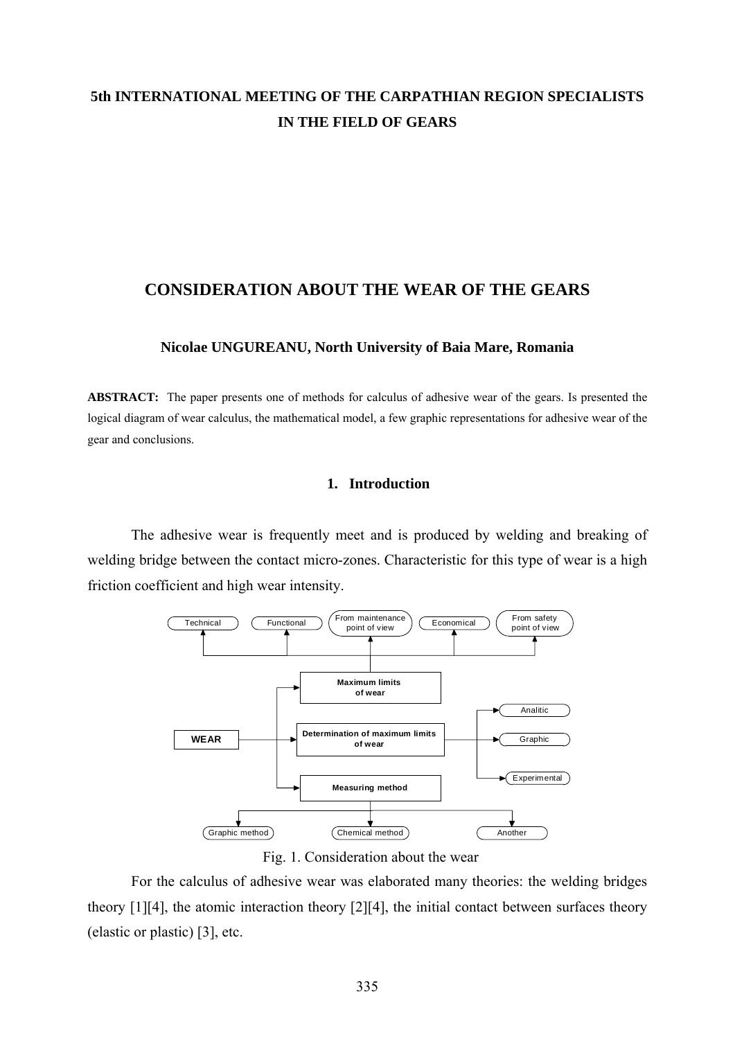**5th INTERNATIONAL MEETING OF THE CARPATHIAN REGION SPECIALISTS IN THE FIELD OF GEARS**

# CONSIDERATION ABOUT THE WEAR OF THE GEARS

**Nicolae UNGUREANU, North University of Baia Mare, Romania**

**ABSTRACT:** The paper presents one of methods for calculus of adhesive wear of the gears. Is presented the logical diagram of wear calculus, the mathematical model, a few graphic representations for adhesive wear of the gear and conclusions.

## 1. Introduction

The adhesive wear is frequently meet and is produced by welding and breaking of welding bridge between the contact micro-zones. Characteristic for this type of wear is a high friction coefficient and high wear intensity.

Technical | Functional | From maintenance point of view | Economical | From safety point of view

Maximum limits of wear

WEAR → Determination of maximum limits of wear → Analitic | Graphic | Experimental

Measuring method → Graphic method | Chemical method | Another

Fig. 1. Consideration about the wear

For the calculus of adhesive wear was elaborated many theories: the welding bridges theory [1][4], the atomic interaction theory [2][4], the initial contact between surfaces theory (elastic or plastic) [3], etc.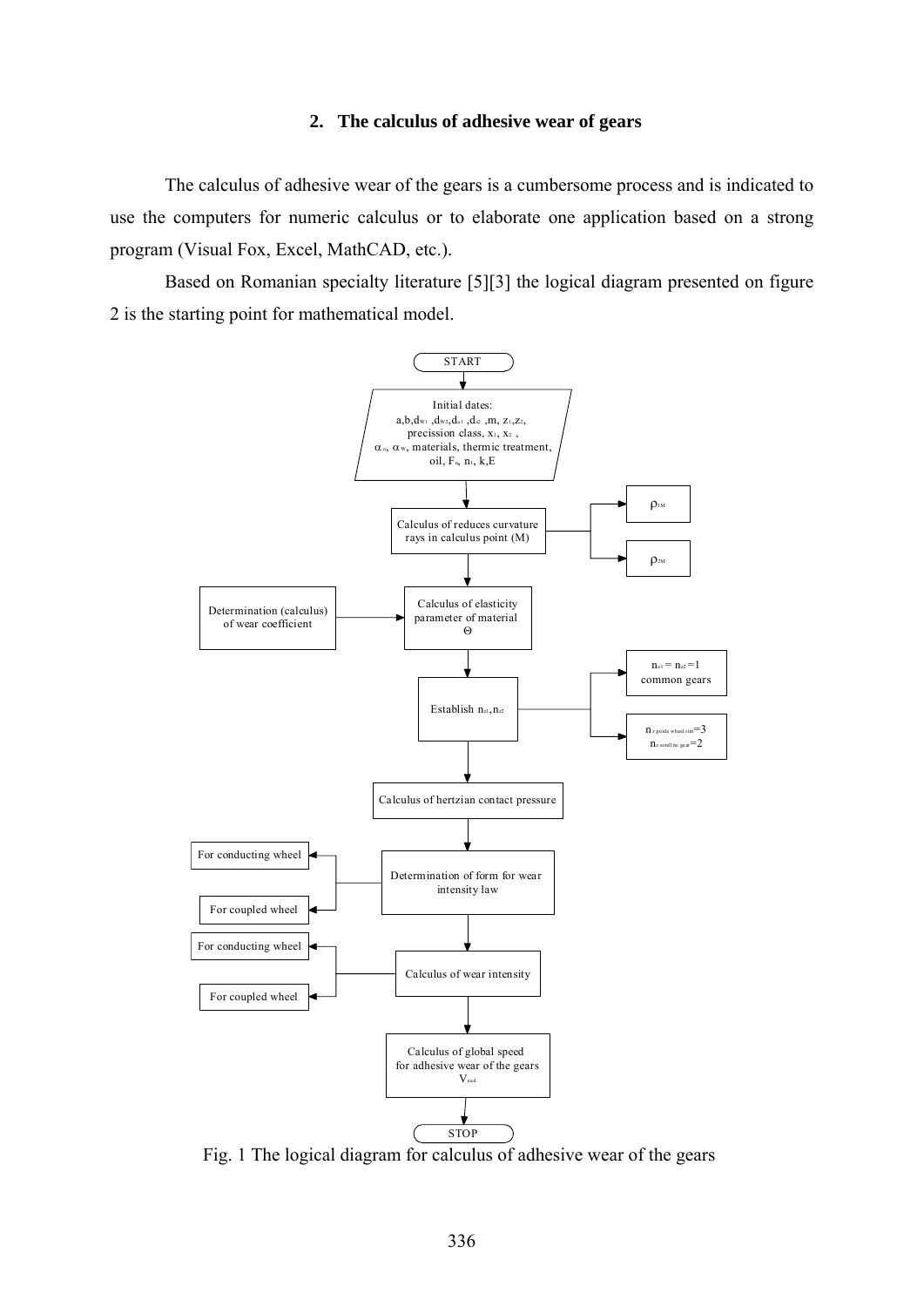## 2. The calculus of adhesive wear of gears

The calculus of adhesive wear of the gears is a cumbersome process and is indicated to use the computers for numeric calculus or to elaborate one application based on a strong program (Visual Fox, Excel, MathCAD, etc.).

Based on Romanian specialty literature [5][3] the logical diagram presented on figure 2 is the starting point for mathematical model.

START

Initial dates: a, b, $d_{w1}$, $d_{w2}$, $d_{a1}$, $d_{a2}$, m, $z_1$, $z_2$, precission class, $x_1$, $x_2$, $\alpha_o$, $\alpha_w$, materials, thermic treatment, oil, $F_t$, $n_1$, k, E

Calculus of reduces curvature rays in calculus point (M) → $\rho_{1M}$; $\rho_{2M}$

Determination (calculus) of wear coefficient → Calculus of elasticity parameter of material $\Theta$

Establish $n_{z1}$, $n_{z2}$ → $n_{z1} = n_{z2} = 1$ common gears; $n_{z\ guide\ wheel\ rim} = 3$, $n_{z\ satellite\ gear} = 2$

Calculus of hertzian contact pressure

Determination of form for wear intensity law → For conducting wheel; For coupled wheel

Calculus of wear intensity → For conducting wheel; For coupled wheel

Calculus of global speed for adhesive wear of the gears $V_{uad}$

STOP

Fig. 1 The logical diagram for calculus of adhesive wear of the gears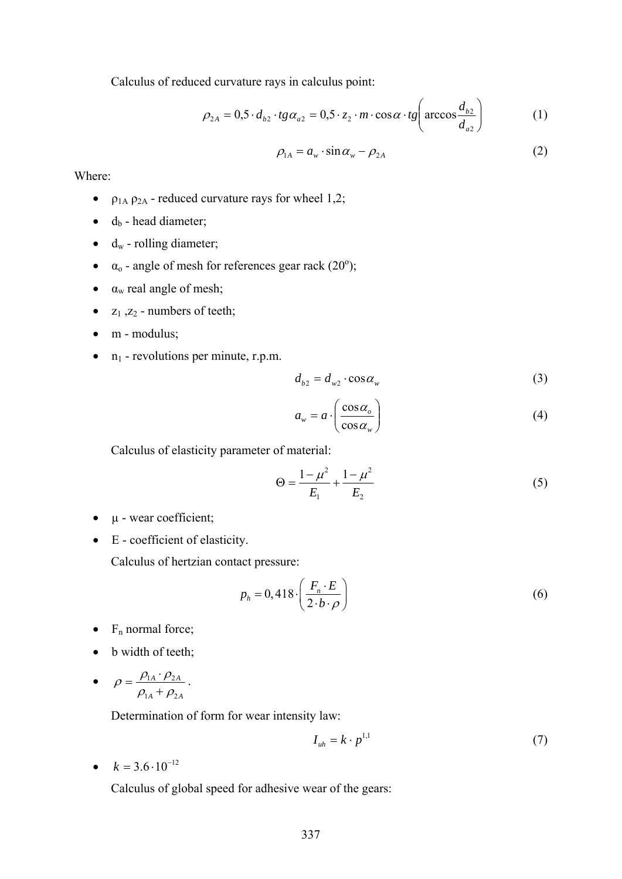Calculus of reduced curvature rays in calculus point:

$$\rho_{2A} = 0,5 \cdot d_{b2} \cdot tg\alpha_{a2} = 0,5 \cdot z_2 \cdot m \cdot \cos\alpha \cdot tg\left( \arccos\frac{d_{b2}}{d_{a2}} \right) \tag{1}$$

$$\rho_{1A} = a_w \cdot \sin\alpha_w - \rho_{2A} \tag{2}$$

Where:

- $\rho_{1A}$ $\rho_{2A}$ - reduced curvature rays for wheel 1,2;
- $d_b$ - head diameter;
- $d_w$ - rolling diameter;
- $\alpha_o$ - angle of mesh for references gear rack (20°);
- $\alpha_w$ real angle of mesh;
- $z_1$ ,$z_2$ - numbers of teeth;
- m - modulus;
- $n_1$ - revolutions per minute, r.p.m.

$$d_{b2} = d_{w2} \cdot \cos\alpha_w \tag{3}$$

$$a_w = a \cdot \left( \frac{\cos\alpha_o}{\cos\alpha_w} \right) \tag{4}$$

Calculus of elasticity parameter of material:

$$\Theta = \frac{1-\mu^2}{E_1} + \frac{1-\mu^2}{E_2} \tag{5}$$

- $\mu$ - wear coefficient;
- E - coefficient of elasticity.

Calculus of hertzian contact pressure:

$$p_h = 0,418 \cdot \left( \frac{F_n \cdot E}{2 \cdot b \cdot \rho} \right) \tag{6}$$

- $F_n$ normal force;
- b width of teeth;
- $\rho = \dfrac{\rho_{1A} \cdot \rho_{2A}}{\rho_{1A} + \rho_{2A}}$.

Determination of form for wear intensity law:

$$I_{uh} = k \cdot p^{1,1} \tag{7}$$

- $k = 3.6 \cdot 10^{-12}$

Calculus of global speed for adhesive wear of the gears: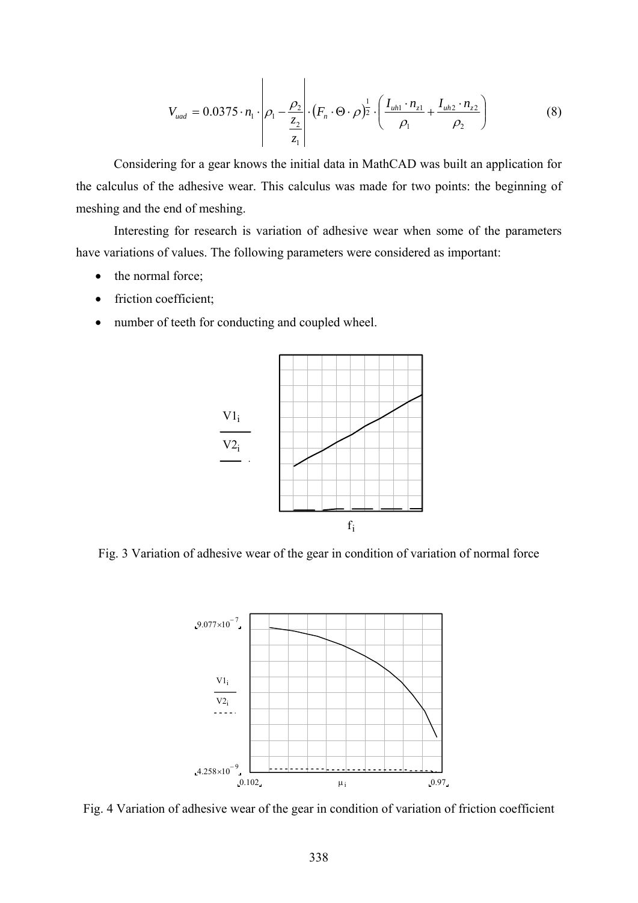$$V_{uad} = 0.0375 \cdot n_1 \cdot \left| \rho_1 - \frac{\rho_2}{\frac{z_2}{z_1}} \right| \cdot \left( F_n \cdot \Theta \cdot \rho \right)^{\frac{1}{2}} \cdot \left( \frac{I_{uh1} \cdot n_{z1}}{\rho_1} + \frac{I_{uh2} \cdot n_{z2}}{\rho_2} \right) \tag{8}$$

Considering for a gear knows the initial data in MathCAD was built an application for the calculus of the adhesive wear. This calculus was made for two points: the beginning of meshing and the end of meshing.

Interesting for research is variation of adhesive wear when some of the parameters have variations of values. The following parameters were considered as important:

- the normal force;
- friction coefficient;
- number of teeth for conducting and coupled wheel.

Fig. 3 Variation of adhesive wear of the gear in condition of variation of normal force

Fig. 4 Variation of adhesive wear of the gear in condition of variation of friction coefficient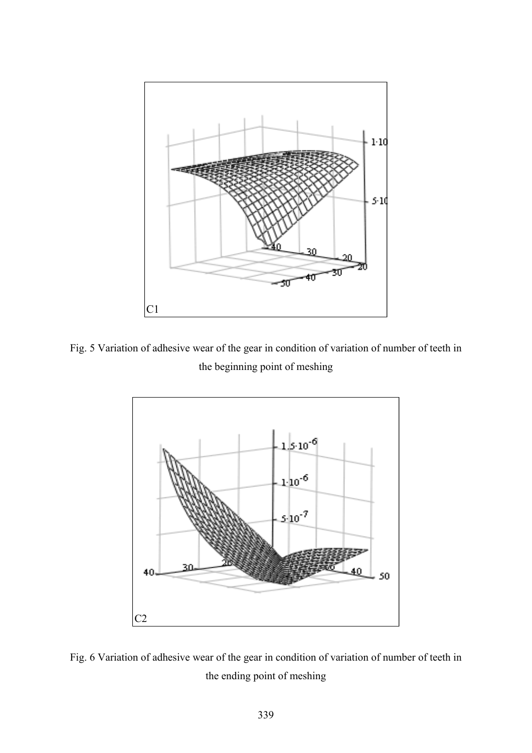Fig. 5 Variation of adhesive wear of the gear in condition of variation of number of teeth in the beginning point of meshing

Fig. 6 Variation of adhesive wear of the gear in condition of variation of number of teeth in the ending point of meshing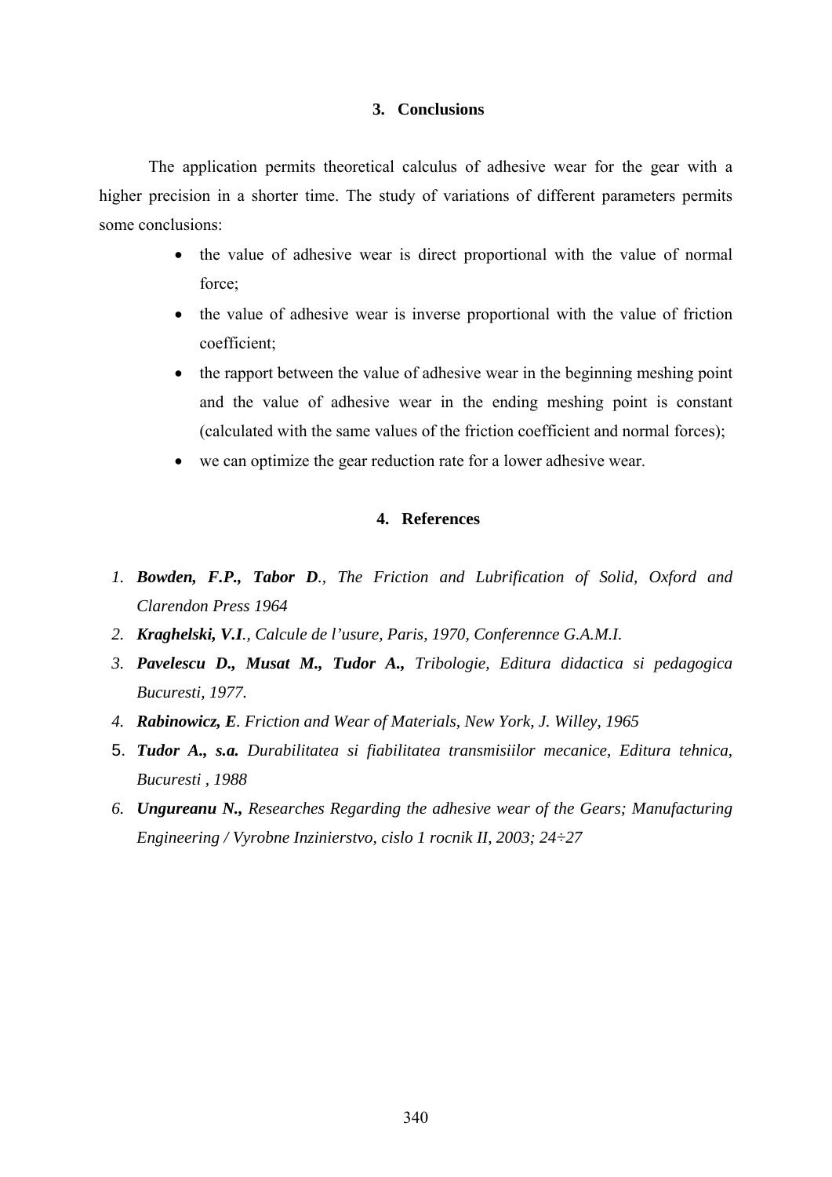## 3. Conclusions

The application permits theoretical calculus of adhesive wear for the gear with a higher precision in a shorter time. The study of variations of different parameters permits some conclusions:

- the value of adhesive wear is direct proportional with the value of normal force;
- the value of adhesive wear is inverse proportional with the value of friction coefficient;
- the rapport between the value of adhesive wear in the beginning meshing point and the value of adhesive wear in the ending meshing point is constant (calculated with the same values of the friction coefficient and normal forces);
- we can optimize the gear reduction rate for a lower adhesive wear.

## 4. References

1. ***Bowden, F.P., Tabor D.***, *The Friction and Lubrification of Solid, Oxford and Clarendon Press 1964*
2. ***Kraghelski, V.I.***, *Calcule de l'usure, Paris, 1970, Conferennce G.A.M.I.*
3. ***Pavelescu D., Musat M., Tudor A.,*** *Tribologie, Editura didactica si pedagogica Bucuresti, 1977.*
4. ***Rabinowicz, E***. *Friction and Wear of Materials, New York, J. Willey, 1965*
5. ***Tudor A., s.a.*** *Durabilitatea si fiabilitatea transmisiilor mecanice, Editura tehnica, Bucuresti , 1988*
6. ***Ungureanu N.,*** *Researches Regarding the adhesive wear of the Gears; Manufacturing Engineering / Vyrobne Inzinierstvo, cislo 1 rocnik II, 2003; 24÷27*